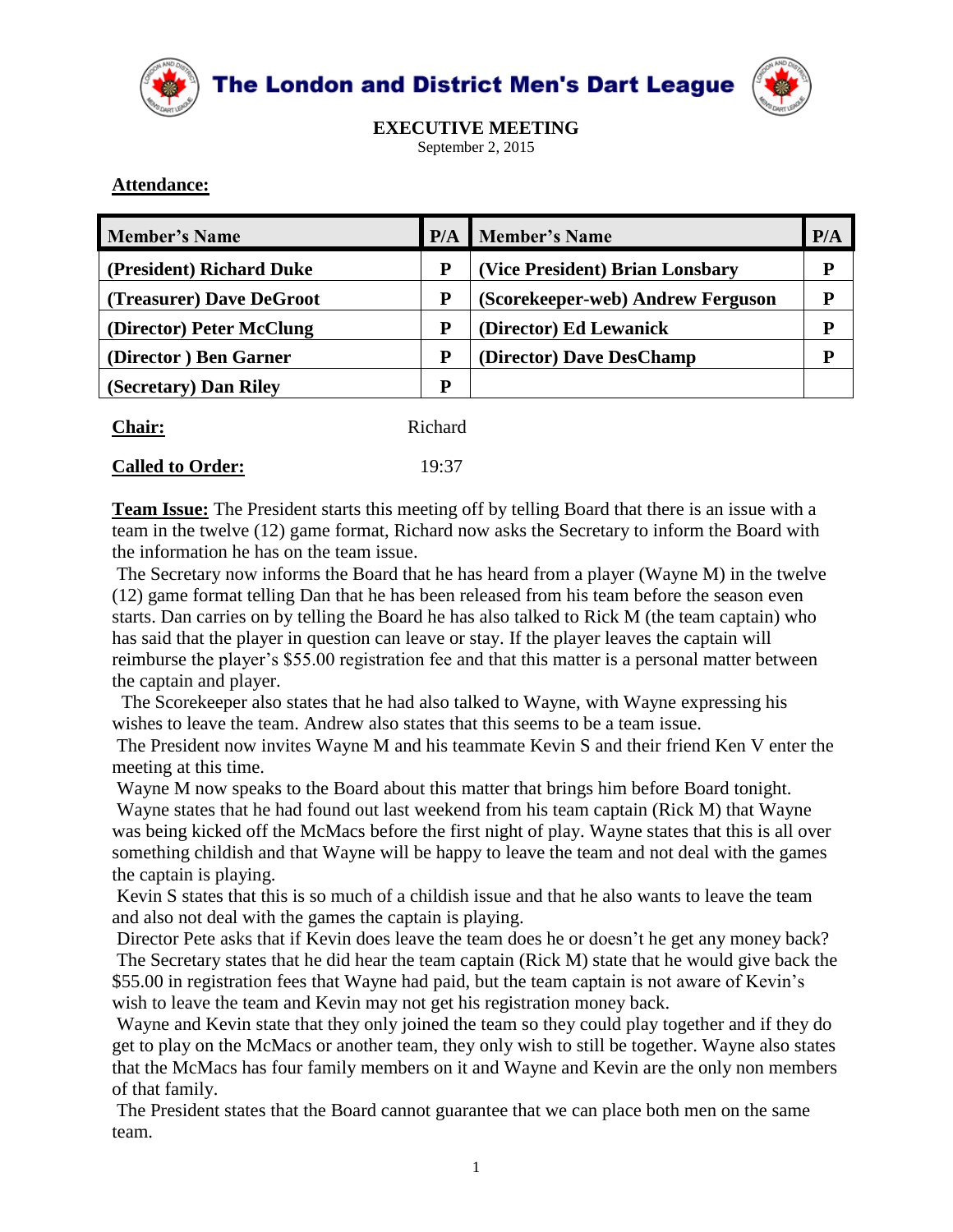# The London and District Men's Dart League

**EXECUTIVE MEETING**

September 2, 2015

**Attendance:**

| Member's Name | P/A | Member's Name | P/A |
|---|---|---|---|
| (President) Richard Duke | P | (Vice President) Brian Lonsbary | P |
| (Treasurer) Dave DeGroot | P | (Scorekeeper-web) Andrew Ferguson | P |
| (Director) Peter McClung | P | (Director) Ed Lewanick | P |
| (Director ) Ben Garner | P | (Director) Dave DesChamp | P |
| (Secretary) Dan Riley | P | | |

**Chair:** Richard

**Called to Order:** 19:37

**Team Issue:** The President starts this meeting off by telling Board that there is an issue with a team in the twelve (12) game format, Richard now asks the Secretary to inform the Board with the information he has on the team issue.

The Secretary now informs the Board that he has heard from a player (Wayne M) in the twelve (12) game format telling Dan that he has been released from his team before the season even starts. Dan carries on by telling the Board he has also talked to Rick M (the team captain) who has said that the player in question can leave or stay. If the player leaves the captain will reimburse the player's $55.00 registration fee and that this matter is a personal matter between the captain and player.

The Scorekeeper also states that he had also talked to Wayne, with Wayne expressing his wishes to leave the team. Andrew also states that this seems to be a team issue.

The President now invites Wayne M and his teammate Kevin S and their friend Ken V enter the meeting at this time.

Wayne M now speaks to the Board about this matter that brings him before Board tonight.

Wayne states that he had found out last weekend from his team captain (Rick M) that Wayne was being kicked off the McMacs before the first night of play. Wayne states that this is all over something childish and that Wayne will be happy to leave the team and not deal with the games the captain is playing.

Kevin S states that this is so much of a childish issue and that he also wants to leave the team and also not deal with the games the captain is playing.

Director Pete asks that if Kevin does leave the team does he or doesn't he get any money back?

The Secretary states that he did hear the team captain (Rick M) state that he would give back the $55.00 in registration fees that Wayne had paid, but the team captain is not aware of Kevin's wish to leave the team and Kevin may not get his registration money back.

Wayne and Kevin state that they only joined the team so they could play together and if they do get to play on the McMacs or another team, they only wish to still be together. Wayne also states that the McMacs has four family members on it and Wayne and Kevin are the only non members of that family.

The President states that the Board cannot guarantee that we can place both men on the same team.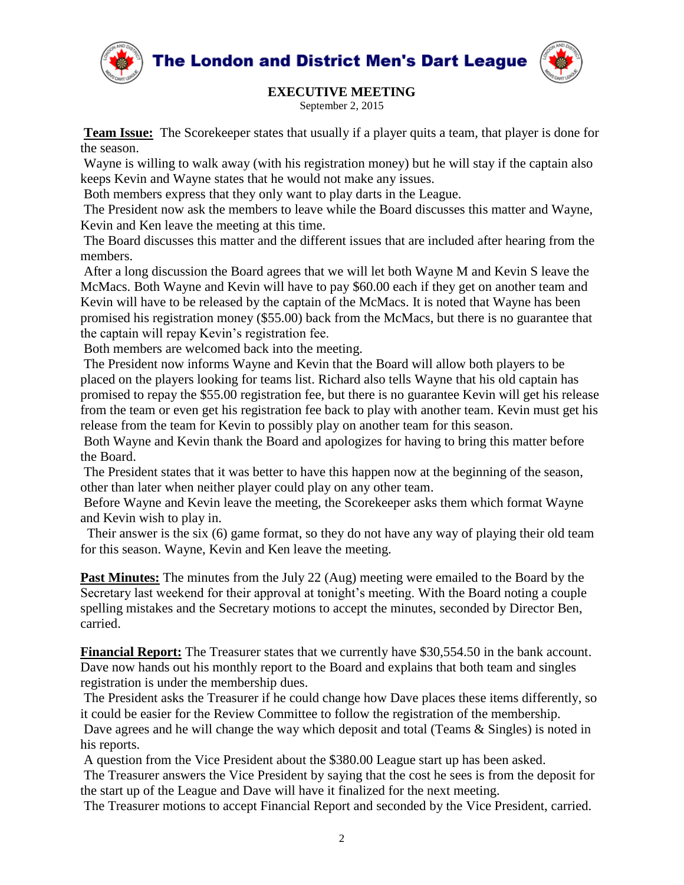# The London and District Men's Dart League

## EXECUTIVE MEETING

September 2, 2015

**Team Issue:** The Scorekeeper states that usually if a player quits a team, that player is done for the season.

Wayne is willing to walk away (with his registration money) but he will stay if the captain also keeps Kevin and Wayne states that he would not make any issues.

Both members express that they only want to play darts in the League.

The President now ask the members to leave while the Board discusses this matter and Wayne, Kevin and Ken leave the meeting at this time.

The Board discusses this matter and the different issues that are included after hearing from the members.

After a long discussion the Board agrees that we will let both Wayne M and Kevin S leave the McMacs. Both Wayne and Kevin will have to pay $60.00 each if they get on another team and Kevin will have to be released by the captain of the McMacs. It is noted that Wayne has been promised his registration money ($55.00) back from the McMacs, but there is no guarantee that the captain will repay Kevin's registration fee.

Both members are welcomed back into the meeting.

The President now informs Wayne and Kevin that the Board will allow both players to be placed on the players looking for teams list. Richard also tells Wayne that his old captain has promised to repay the $55.00 registration fee, but there is no guarantee Kevin will get his release from the team or even get his registration fee back to play with another team. Kevin must get his release from the team for Kevin to possibly play on another team for this season.

Both Wayne and Kevin thank the Board and apologizes for having to bring this matter before the Board.

The President states that it was better to have this happen now at the beginning of the season, other than later when neither player could play on any other team.

Before Wayne and Kevin leave the meeting, the Scorekeeper asks them which format Wayne and Kevin wish to play in.

Their answer is the six (6) game format, so they do not have any way of playing their old team for this season. Wayne, Kevin and Ken leave the meeting.

**Past Minutes:** The minutes from the July 22 (Aug) meeting were emailed to the Board by the Secretary last weekend for their approval at tonight's meeting. With the Board noting a couple spelling mistakes and the Secretary motions to accept the minutes, seconded by Director Ben, carried.

**Financial Report:** The Treasurer states that we currently have $30,554.50 in the bank account. Dave now hands out his monthly report to the Board and explains that both team and singles registration is under the membership dues.

The President asks the Treasurer if he could change how Dave places these items differently, so it could be easier for the Review Committee to follow the registration of the membership.

Dave agrees and he will change the way which deposit and total (Teams & Singles) is noted in his reports.

A question from the Vice President about the $380.00 League start up has been asked.

The Treasurer answers the Vice President by saying that the cost he sees is from the deposit for the start up of the League and Dave will have it finalized for the next meeting.

The Treasurer motions to accept Financial Report and seconded by the Vice President, carried.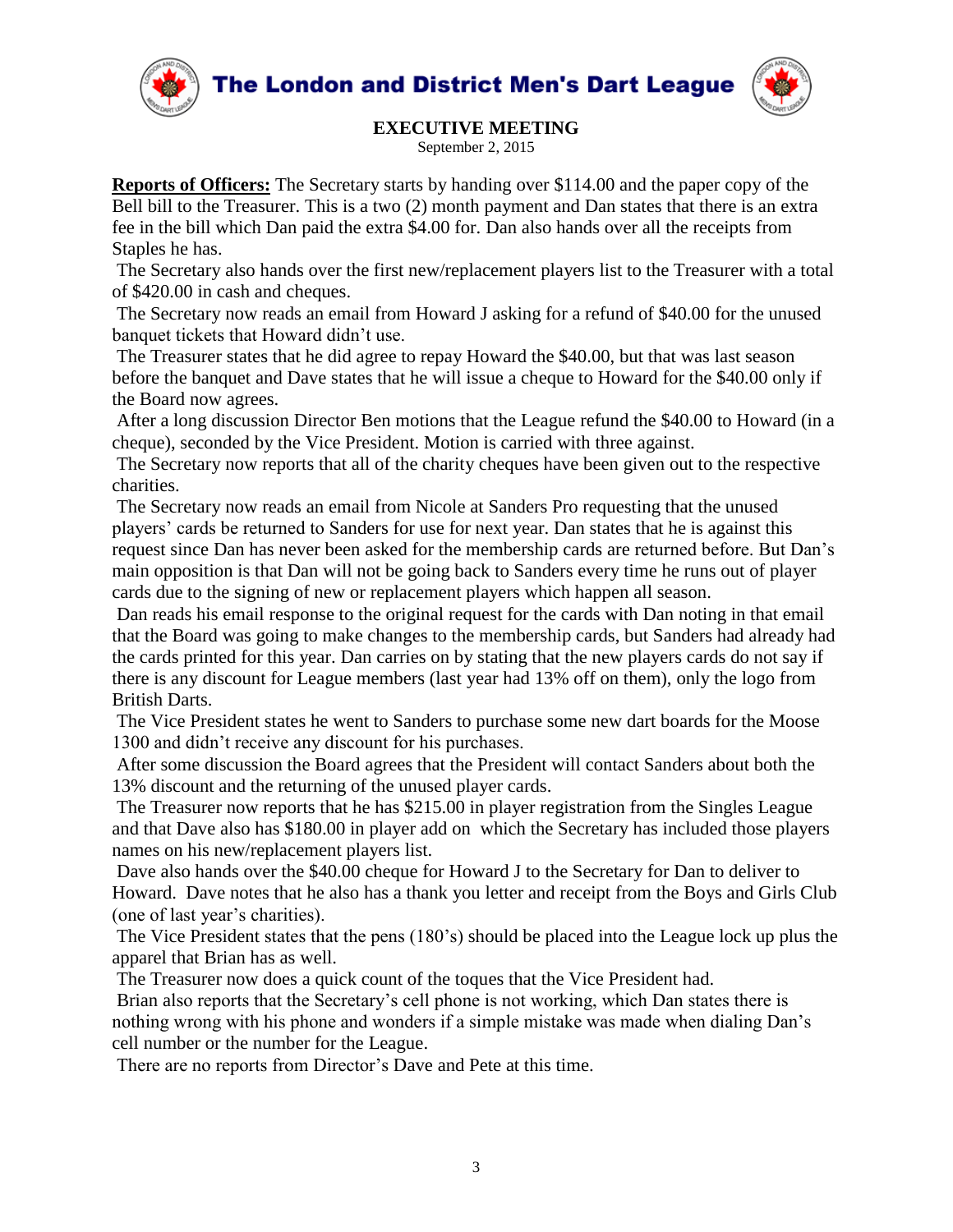# The London and District Men's Dart League

## EXECUTIVE MEETING

September 2, 2015

**Reports of Officers:** The Secretary starts by handing over $114.00 and the paper copy of the Bell bill to the Treasurer. This is a two (2) month payment and Dan states that there is an extra fee in the bill which Dan paid the extra $4.00 for. Dan also hands over all the receipts from Staples he has.

The Secretary also hands over the first new/replacement players list to the Treasurer with a total of $420.00 in cash and cheques.

The Secretary now reads an email from Howard J asking for a refund of $40.00 for the unused banquet tickets that Howard didn't use.

The Treasurer states that he did agree to repay Howard the $40.00, but that was last season before the banquet and Dave states that he will issue a cheque to Howard for the $40.00 only if the Board now agrees.

After a long discussion Director Ben motions that the League refund the $40.00 to Howard (in a cheque), seconded by the Vice President. Motion is carried with three against.

The Secretary now reports that all of the charity cheques have been given out to the respective charities.

The Secretary now reads an email from Nicole at Sanders Pro requesting that the unused players' cards be returned to Sanders for use for next year. Dan states that he is against this request since Dan has never been asked for the membership cards are returned before. But Dan's main opposition is that Dan will not be going back to Sanders every time he runs out of player cards due to the signing of new or replacement players which happen all season.

Dan reads his email response to the original request for the cards with Dan noting in that email that the Board was going to make changes to the membership cards, but Sanders had already had the cards printed for this year. Dan carries on by stating that the new players cards do not say if there is any discount for League members (last year had 13% off on them), only the logo from British Darts.

The Vice President states he went to Sanders to purchase some new dart boards for the Moose 1300 and didn't receive any discount for his purchases.

After some discussion the Board agrees that the President will contact Sanders about both the 13% discount and the returning of the unused player cards.

The Treasurer now reports that he has $215.00 in player registration from the Singles League and that Dave also has $180.00 in player add on which the Secretary has included those players names on his new/replacement players list.

Dave also hands over the $40.00 cheque for Howard J to the Secretary for Dan to deliver to Howard. Dave notes that he also has a thank you letter and receipt from the Boys and Girls Club (one of last year's charities).

The Vice President states that the pens (180's) should be placed into the League lock up plus the apparel that Brian has as well.

The Treasurer now does a quick count of the toques that the Vice President had.

Brian also reports that the Secretary's cell phone is not working, which Dan states there is nothing wrong with his phone and wonders if a simple mistake was made when dialing Dan's cell number or the number for the League.

There are no reports from Director's Dave and Pete at this time.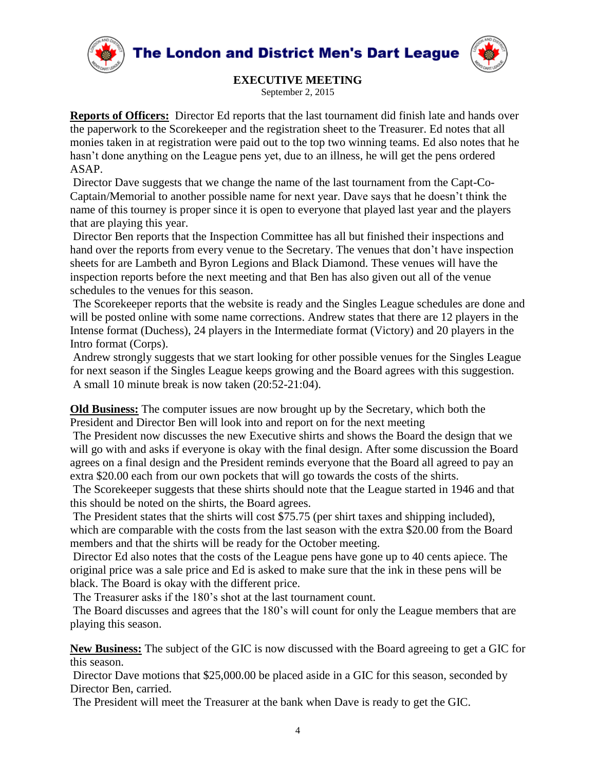# The London and District Men's Dart League

## EXECUTIVE MEETING

September 2, 2015

**Reports of Officers:** Director Ed reports that the last tournament did finish late and hands over the paperwork to the Scorekeeper and the registration sheet to the Treasurer. Ed notes that all monies taken in at registration were paid out to the top two winning teams. Ed also notes that he hasn't done anything on the League pens yet, due to an illness, he will get the pens ordered ASAP.

Director Dave suggests that we change the name of the last tournament from the Capt-Co-Captain/Memorial to another possible name for next year. Dave says that he doesn't think the name of this tourney is proper since it is open to everyone that played last year and the players that are playing this year.

Director Ben reports that the Inspection Committee has all but finished their inspections and hand over the reports from every venue to the Secretary. The venues that don't have inspection sheets for are Lambeth and Byron Legions and Black Diamond. These venues will have the inspection reports before the next meeting and that Ben has also given out all of the venue schedules to the venues for this season.

The Scorekeeper reports that the website is ready and the Singles League schedules are done and will be posted online with some name corrections. Andrew states that there are 12 players in the Intense format (Duchess), 24 players in the Intermediate format (Victory) and 20 players in the Intro format (Corps).

Andrew strongly suggests that we start looking for other possible venues for the Singles League for next season if the Singles League keeps growing and the Board agrees with this suggestion.

A small 10 minute break is now taken (20:52-21:04).

**Old Business:** The computer issues are now brought up by the Secretary, which both the President and Director Ben will look into and report on for the next meeting

The President now discusses the new Executive shirts and shows the Board the design that we will go with and asks if everyone is okay with the final design. After some discussion the Board agrees on a final design and the President reminds everyone that the Board all agreed to pay an extra $20.00 each from our own pockets that will go towards the costs of the shirts.

The Scorekeeper suggests that these shirts should note that the League started in 1946 and that this should be noted on the shirts, the Board agrees.

The President states that the shirts will cost $75.75 (per shirt taxes and shipping included), which are comparable with the costs from the last season with the extra $20.00 from the Board members and that the shirts will be ready for the October meeting.

Director Ed also notes that the costs of the League pens have gone up to 40 cents apiece. The original price was a sale price and Ed is asked to make sure that the ink in these pens will be black. The Board is okay with the different price.

The Treasurer asks if the 180's shot at the last tournament count.

The Board discusses and agrees that the 180's will count for only the League members that are playing this season.

**New Business:** The subject of the GIC is now discussed with the Board agreeing to get a GIC for this season.

Director Dave motions that $25,000.00 be placed aside in a GIC for this season, seconded by Director Ben, carried.

The President will meet the Treasurer at the bank when Dave is ready to get the GIC.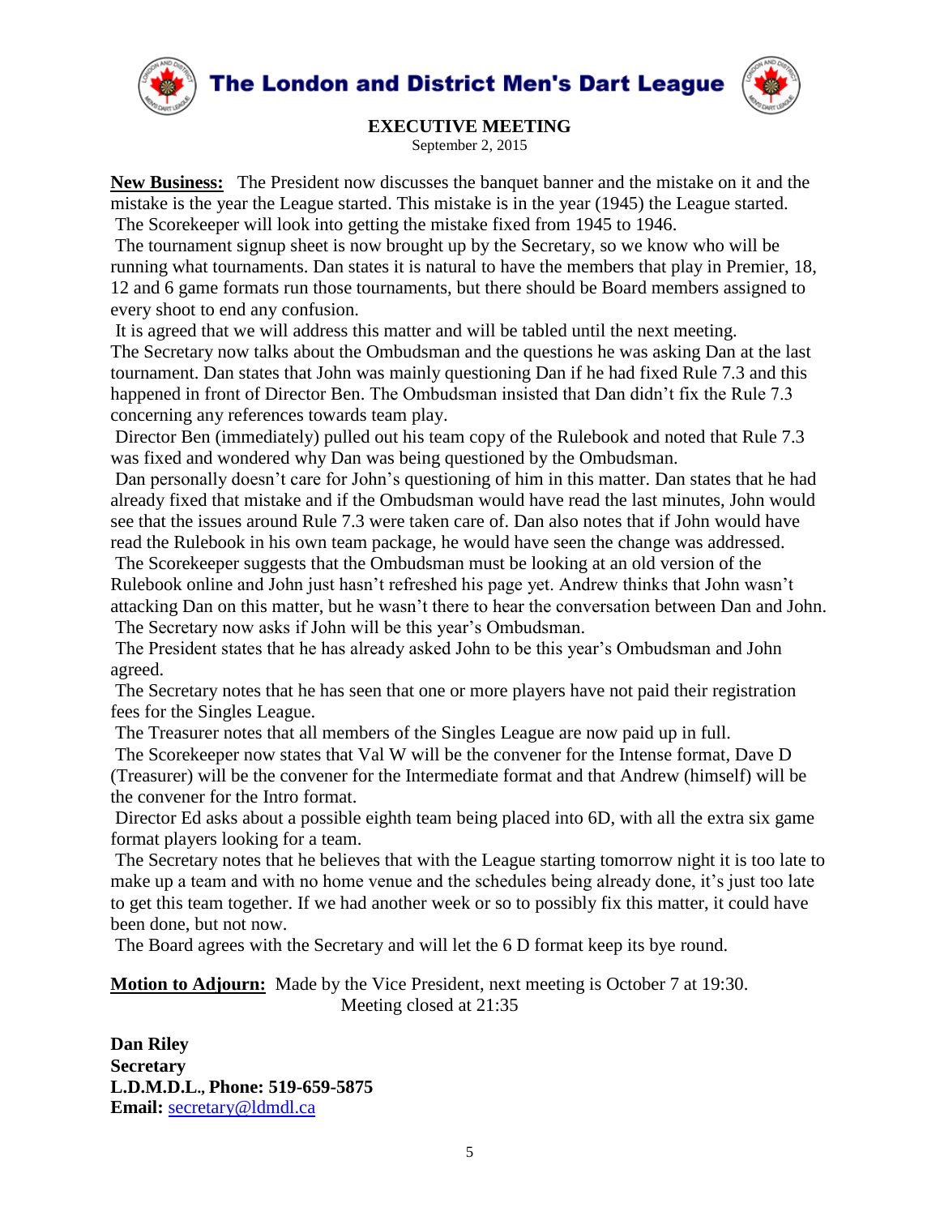# The London and District Men's Dart League

## EXECUTIVE MEETING

September 2, 2015

**New Business:** The President now discusses the banquet banner and the mistake on it and the mistake is the year the League started. This mistake is in the year (1945) the League started. The Scorekeeper will look into getting the mistake fixed from 1945 to 1946.

The tournament signup sheet is now brought up by the Secretary, so we know who will be running what tournaments. Dan states it is natural to have the members that play in Premier, 18, 12 and 6 game formats run those tournaments, but there should be Board members assigned to every shoot to end any confusion.

It is agreed that we will address this matter and will be tabled until the next meeting.

The Secretary now talks about the Ombudsman and the questions he was asking Dan at the last tournament. Dan states that John was mainly questioning Dan if he had fixed Rule 7.3 and this happened in front of Director Ben. The Ombudsman insisted that Dan didn't fix the Rule 7.3 concerning any references towards team play.

Director Ben (immediately) pulled out his team copy of the Rulebook and noted that Rule 7.3 was fixed and wondered why Dan was being questioned by the Ombudsman.

Dan personally doesn't care for John's questioning of him in this matter. Dan states that he had already fixed that mistake and if the Ombudsman would have read the last minutes, John would see that the issues around Rule 7.3 were taken care of. Dan also notes that if John would have read the Rulebook in his own team package, he would have seen the change was addressed.

The Scorekeeper suggests that the Ombudsman must be looking at an old version of the Rulebook online and John just hasn't refreshed his page yet. Andrew thinks that John wasn't attacking Dan on this matter, but he wasn't there to hear the conversation between Dan and John.

The Secretary now asks if John will be this year's Ombudsman.

The President states that he has already asked John to be this year's Ombudsman and John agreed.

The Secretary notes that he has seen that one or more players have not paid their registration fees for the Singles League.

The Treasurer notes that all members of the Singles League are now paid up in full.

The Scorekeeper now states that Val W will be the convener for the Intense format, Dave D (Treasurer) will be the convener for the Intermediate format and that Andrew (himself) will be the convener for the Intro format.

Director Ed asks about a possible eighth team being placed into 6D, with all the extra six game format players looking for a team.

The Secretary notes that he believes that with the League starting tomorrow night it is too late to make up a team and with no home venue and the schedules being already done, it's just too late to get this team together. If we had another week or so to possibly fix this matter, it could have been done, but not now.

The Board agrees with the Secretary and will let the 6 D format keep its bye round.

**Motion to Adjourn:** Made by the Vice President, next meeting is October 7 at 19:30.
Meeting closed at 21:35

**Dan Riley**
**Secretary**
**L.D.M.D.L., Phone: 519-659-5875**
**Email:** secretary@ldmdl.ca